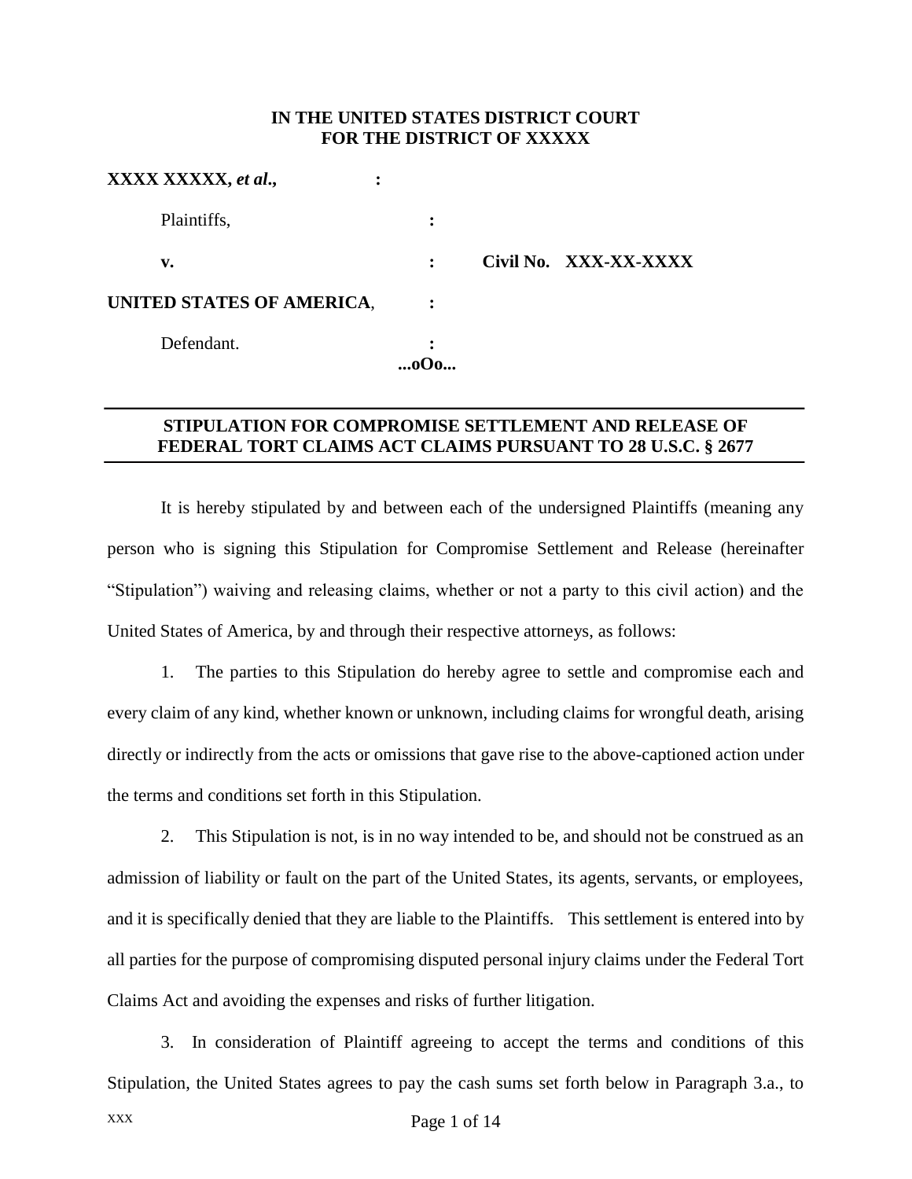**IN THE UNITED STATES DISTRICT COURT**
**FOR THE DISTRICT OF XXXXX**

| | | |
|---|---|---|
| **XXXX XXXXX,** ***et al.*****,** | : | |
| Plaintiffs, | : | |
| **v.** | : | **Civil No. XXX-XX-XXXX** |
| **UNITED STATES OF AMERICA**, | : | |
| Defendant. | : | |

**...oOo...**

---

**STIPULATION FOR COMPROMISE SETTLEMENT AND RELEASE OF FEDERAL TORT CLAIMS ACT CLAIMS PURSUANT TO 28 U.S.C. § 2677**

---

It is hereby stipulated by and between each of the undersigned Plaintiffs (meaning any person who is signing this Stipulation for Compromise Settlement and Release (hereinafter "Stipulation") waiving and releasing claims, whether or not a party to this civil action) and the United States of America, by and through their respective attorneys, as follows:

1. The parties to this Stipulation do hereby agree to settle and compromise each and every claim of any kind, whether known or unknown, including claims for wrongful death, arising directly or indirectly from the acts or omissions that gave rise to the above-captioned action under the terms and conditions set forth in this Stipulation.

2. This Stipulation is not, is in no way intended to be, and should not be construed as an admission of liability or fault on the part of the United States, its agents, servants, or employees, and it is specifically denied that they are liable to the Plaintiffs. This settlement is entered into by all parties for the purpose of compromising disputed personal injury claims under the Federal Tort Claims Act and avoiding the expenses and risks of further litigation.

3. In consideration of Plaintiff agreeing to accept the terms and conditions of this Stipulation, the United States agrees to pay the cash sums set forth below in Paragraph 3.a., to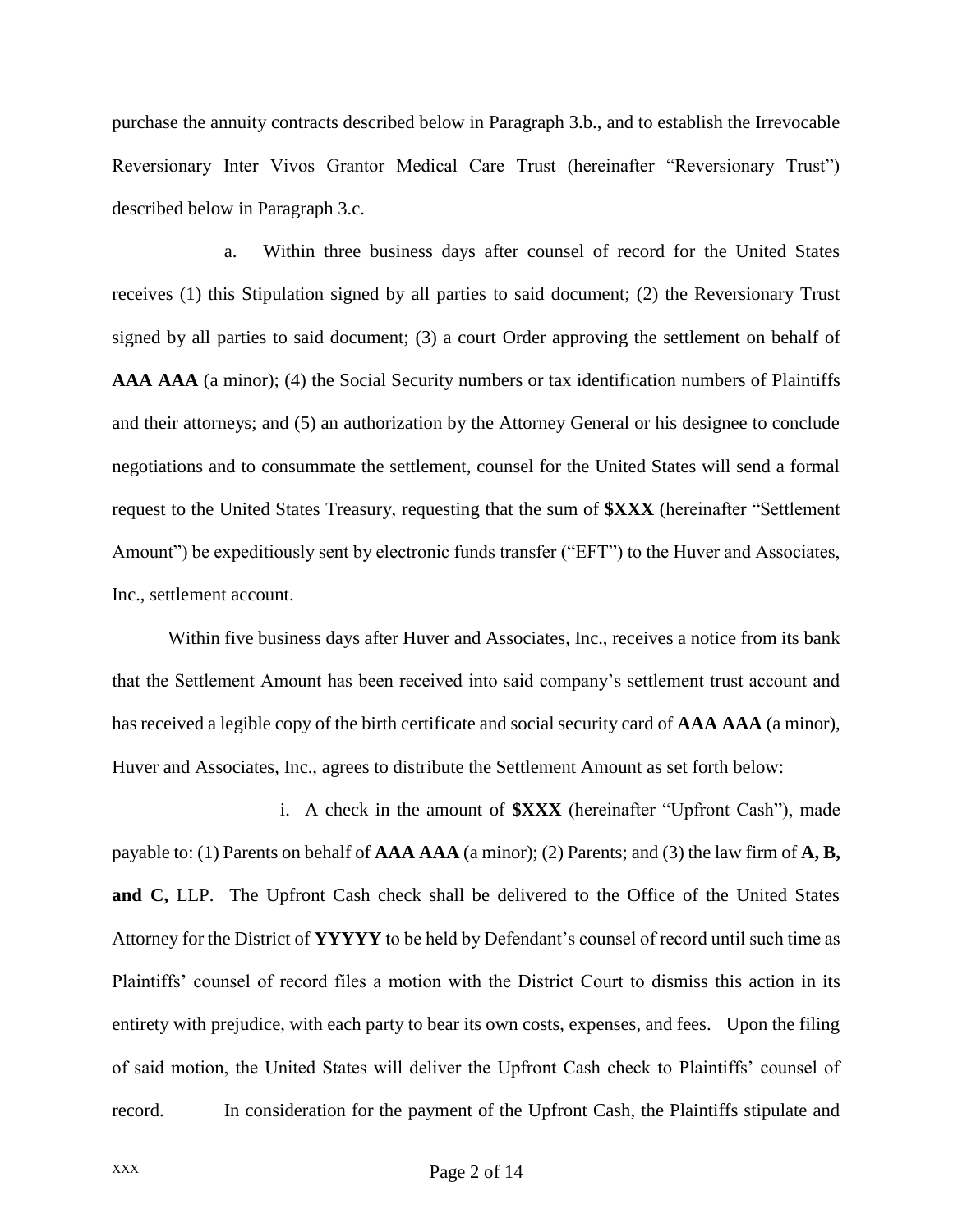purchase the annuity contracts described below in Paragraph 3.b., and to establish the Irrevocable Reversionary Inter Vivos Grantor Medical Care Trust (hereinafter "Reversionary Trust") described below in Paragraph 3.c.

a. Within three business days after counsel of record for the United States receives (1) this Stipulation signed by all parties to said document; (2) the Reversionary Trust signed by all parties to said document; (3) a court Order approving the settlement on behalf of **AAA AAA** (a minor); (4) the Social Security numbers or tax identification numbers of Plaintiffs and their attorneys; and (5) an authorization by the Attorney General or his designee to conclude negotiations and to consummate the settlement, counsel for the United States will send a formal request to the United States Treasury, requesting that the sum of **$XXX** (hereinafter "Settlement Amount") be expeditiously sent by electronic funds transfer ("EFT") to the Huver and Associates, Inc., settlement account.

Within five business days after Huver and Associates, Inc., receives a notice from its bank that the Settlement Amount has been received into said company's settlement trust account and has received a legible copy of the birth certificate and social security card of **AAA AAA** (a minor), Huver and Associates, Inc., agrees to distribute the Settlement Amount as set forth below:

i. A check in the amount of **$XXX** (hereinafter "Upfront Cash"), made payable to: (1) Parents on behalf of **AAA AAA** (a minor); (2) Parents; and (3) the law firm of **A, B, and C,** LLP. The Upfront Cash check shall be delivered to the Office of the United States Attorney for the District of **YYYYY** to be held by Defendant's counsel of record until such time as Plaintiffs' counsel of record files a motion with the District Court to dismiss this action in its entirety with prejudice, with each party to bear its own costs, expenses, and fees. Upon the filing of said motion, the United States will deliver the Upfront Cash check to Plaintiffs' counsel of record. In consideration for the payment of the Upfront Cash, the Plaintiffs stipulate and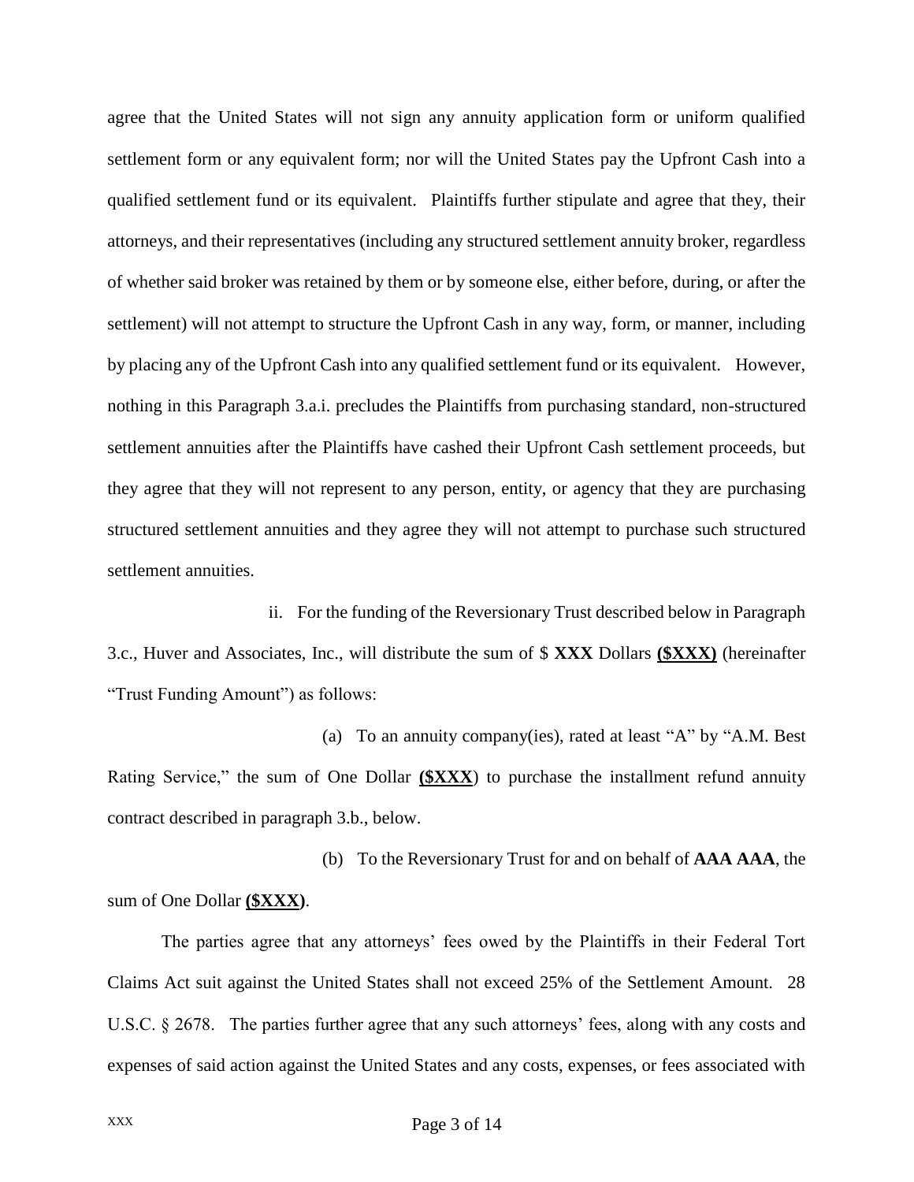agree that the United States will not sign any annuity application form or uniform qualified settlement form or any equivalent form; nor will the United States pay the Upfront Cash into a qualified settlement fund or its equivalent. Plaintiffs further stipulate and agree that they, their attorneys, and their representatives (including any structured settlement annuity broker, regardless of whether said broker was retained by them or by someone else, either before, during, or after the settlement) will not attempt to structure the Upfront Cash in any way, form, or manner, including by placing any of the Upfront Cash into any qualified settlement fund or its equivalent. However, nothing in this Paragraph 3.a.i. precludes the Plaintiffs from purchasing standard, non-structured settlement annuities after the Plaintiffs have cashed their Upfront Cash settlement proceeds, but they agree that they will not represent to any person, entity, or agency that they are purchasing structured settlement annuities and they agree they will not attempt to purchase such structured settlement annuities.

ii. For the funding of the Reversionary Trust described below in Paragraph 3.c., Huver and Associates, Inc., will distribute the sum of $ **XXX** Dollars **(<u>$XXX</u>)** (hereinafter "Trust Funding Amount") as follows:

(a) To an annuity company(ies), rated at least "A" by "A.M. Best Rating Service," the sum of One Dollar **(<u>$XXX</u>**) to purchase the installment refund annuity contract described in paragraph 3.b., below.

(b) To the Reversionary Trust for and on behalf of **AAA AAA**, the sum of One Dollar **(<u>$XXX</u>)**.

The parties agree that any attorneys' fees owed by the Plaintiffs in their Federal Tort Claims Act suit against the United States shall not exceed 25% of the Settlement Amount. 28 U.S.C. § 2678. The parties further agree that any such attorneys' fees, along with any costs and expenses of said action against the United States and any costs, expenses, or fees associated with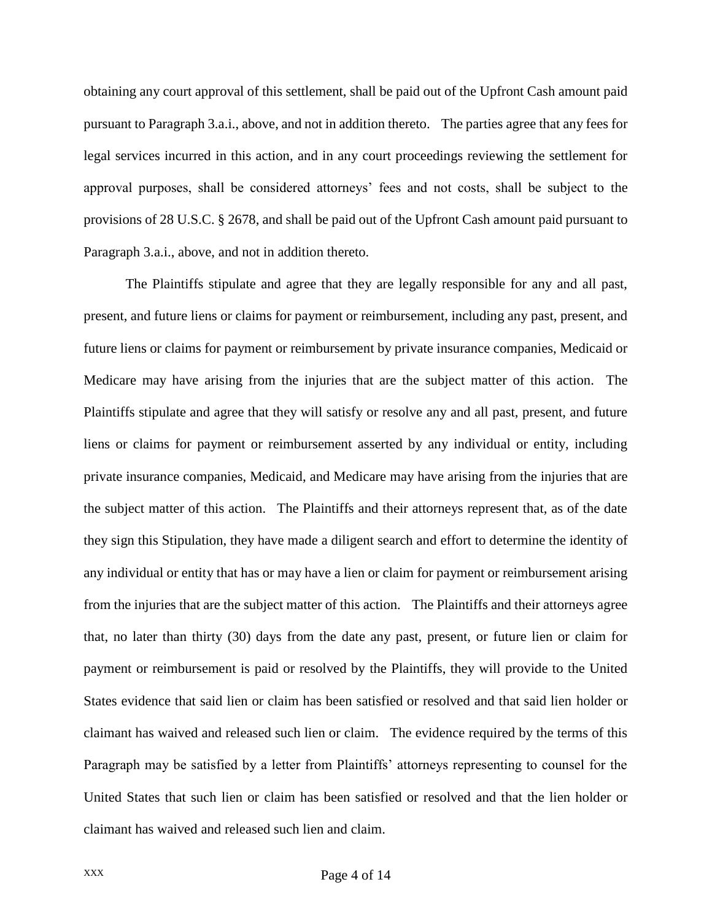obtaining any court approval of this settlement, shall be paid out of the Upfront Cash amount paid pursuant to Paragraph 3.a.i., above, and not in addition thereto. The parties agree that any fees for legal services incurred in this action, and in any court proceedings reviewing the settlement for approval purposes, shall be considered attorneys' fees and not costs, shall be subject to the provisions of 28 U.S.C. § 2678, and shall be paid out of the Upfront Cash amount paid pursuant to Paragraph 3.a.i., above, and not in addition thereto.

The Plaintiffs stipulate and agree that they are legally responsible for any and all past, present, and future liens or claims for payment or reimbursement, including any past, present, and future liens or claims for payment or reimbursement by private insurance companies, Medicaid or Medicare may have arising from the injuries that are the subject matter of this action. The Plaintiffs stipulate and agree that they will satisfy or resolve any and all past, present, and future liens or claims for payment or reimbursement asserted by any individual or entity, including private insurance companies, Medicaid, and Medicare may have arising from the injuries that are the subject matter of this action. The Plaintiffs and their attorneys represent that, as of the date they sign this Stipulation, they have made a diligent search and effort to determine the identity of any individual or entity that has or may have a lien or claim for payment or reimbursement arising from the injuries that are the subject matter of this action. The Plaintiffs and their attorneys agree that, no later than thirty (30) days from the date any past, present, or future lien or claim for payment or reimbursement is paid or resolved by the Plaintiffs, they will provide to the United States evidence that said lien or claim has been satisfied or resolved and that said lien holder or claimant has waived and released such lien or claim. The evidence required by the terms of this Paragraph may be satisfied by a letter from Plaintiffs' attorneys representing to counsel for the United States that such lien or claim has been satisfied or resolved and that the lien holder or claimant has waived and released such lien and claim.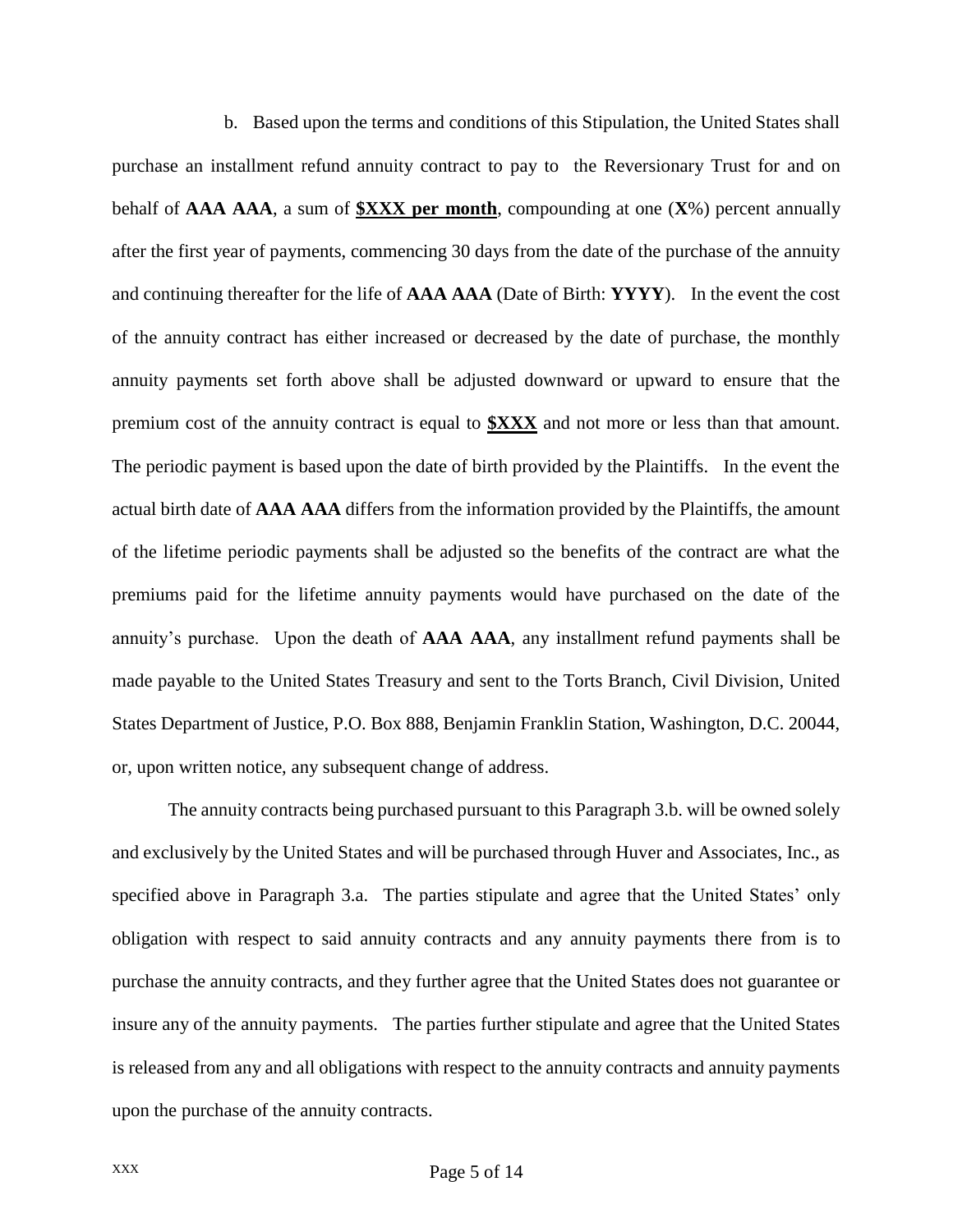b. Based upon the terms and conditions of this Stipulation, the United States shall purchase an installment refund annuity contract to pay to the Reversionary Trust for and on behalf of **AAA AAA**, a sum of **<u>$XXX per month</u>**, compounding at one (**X**%) percent annually after the first year of payments, commencing 30 days from the date of the purchase of the annuity and continuing thereafter for the life of **AAA AAA** (Date of Birth: **YYYY**). In the event the cost of the annuity contract has either increased or decreased by the date of purchase, the monthly annuity payments set forth above shall be adjusted downward or upward to ensure that the premium cost of the annuity contract is equal to **<u>$XXX</u>** and not more or less than that amount. The periodic payment is based upon the date of birth provided by the Plaintiffs. In the event the actual birth date of **AAA AAA** differs from the information provided by the Plaintiffs, the amount of the lifetime periodic payments shall be adjusted so the benefits of the contract are what the premiums paid for the lifetime annuity payments would have purchased on the date of the annuity's purchase. Upon the death of **AAA AAA**, any installment refund payments shall be made payable to the United States Treasury and sent to the Torts Branch, Civil Division, United States Department of Justice, P.O. Box 888, Benjamin Franklin Station, Washington, D.C. 20044, or, upon written notice, any subsequent change of address.

The annuity contracts being purchased pursuant to this Paragraph 3.b. will be owned solely and exclusively by the United States and will be purchased through Huver and Associates, Inc., as specified above in Paragraph 3.a. The parties stipulate and agree that the United States' only obligation with respect to said annuity contracts and any annuity payments there from is to purchase the annuity contracts, and they further agree that the United States does not guarantee or insure any of the annuity payments. The parties further stipulate and agree that the United States is released from any and all obligations with respect to the annuity contracts and annuity payments upon the purchase of the annuity contracts.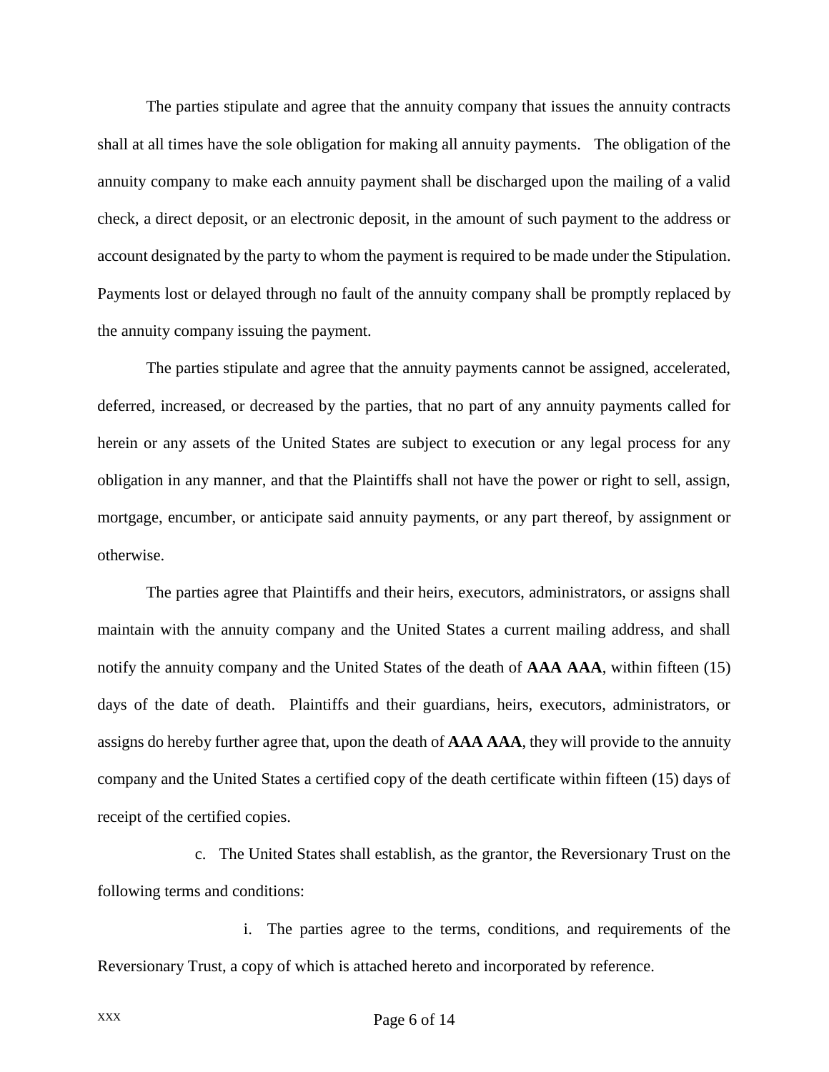The parties stipulate and agree that the annuity company that issues the annuity contracts shall at all times have the sole obligation for making all annuity payments. The obligation of the annuity company to make each annuity payment shall be discharged upon the mailing of a valid check, a direct deposit, or an electronic deposit, in the amount of such payment to the address or account designated by the party to whom the payment is required to be made under the Stipulation. Payments lost or delayed through no fault of the annuity company shall be promptly replaced by the annuity company issuing the payment.

The parties stipulate and agree that the annuity payments cannot be assigned, accelerated, deferred, increased, or decreased by the parties, that no part of any annuity payments called for herein or any assets of the United States are subject to execution or any legal process for any obligation in any manner, and that the Plaintiffs shall not have the power or right to sell, assign, mortgage, encumber, or anticipate said annuity payments, or any part thereof, by assignment or otherwise.

The parties agree that Plaintiffs and their heirs, executors, administrators, or assigns shall maintain with the annuity company and the United States a current mailing address, and shall notify the annuity company and the United States of the death of **AAA AAA**, within fifteen (15) days of the date of death. Plaintiffs and their guardians, heirs, executors, administrators, or assigns do hereby further agree that, upon the death of **AAA AAA**, they will provide to the annuity company and the United States a certified copy of the death certificate within fifteen (15) days of receipt of the certified copies.

c. The United States shall establish, as the grantor, the Reversionary Trust on the following terms and conditions:

i. The parties agree to the terms, conditions, and requirements of the Reversionary Trust, a copy of which is attached hereto and incorporated by reference.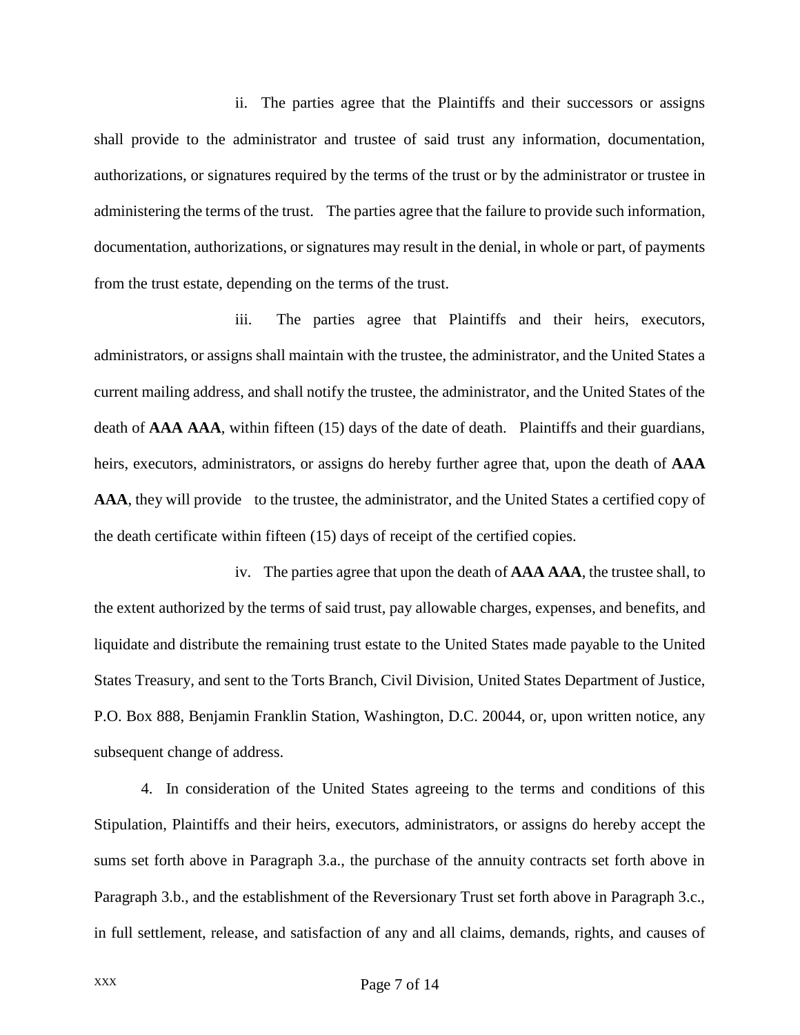ii. The parties agree that the Plaintiffs and their successors or assigns shall provide to the administrator and trustee of said trust any information, documentation, authorizations, or signatures required by the terms of the trust or by the administrator or trustee in administering the terms of the trust. The parties agree that the failure to provide such information, documentation, authorizations, or signatures may result in the denial, in whole or part, of payments from the trust estate, depending on the terms of the trust.

iii. The parties agree that Plaintiffs and their heirs, executors, administrators, or assigns shall maintain with the trustee, the administrator, and the United States a current mailing address, and shall notify the trustee, the administrator, and the United States of the death of **AAA AAA**, within fifteen (15) days of the date of death. Plaintiffs and their guardians, heirs, executors, administrators, or assigns do hereby further agree that, upon the death of **AAA AAA**, they will provide to the trustee, the administrator, and the United States a certified copy of the death certificate within fifteen (15) days of receipt of the certified copies.

iv. The parties agree that upon the death of **AAA AAA**, the trustee shall, to the extent authorized by the terms of said trust, pay allowable charges, expenses, and benefits, and liquidate and distribute the remaining trust estate to the United States made payable to the United States Treasury, and sent to the Torts Branch, Civil Division, United States Department of Justice, P.O. Box 888, Benjamin Franklin Station, Washington, D.C. 20044, or, upon written notice, any subsequent change of address.

4. In consideration of the United States agreeing to the terms and conditions of this Stipulation, Plaintiffs and their heirs, executors, administrators, or assigns do hereby accept the sums set forth above in Paragraph 3.a., the purchase of the annuity contracts set forth above in Paragraph 3.b., and the establishment of the Reversionary Trust set forth above in Paragraph 3.c., in full settlement, release, and satisfaction of any and all claims, demands, rights, and causes of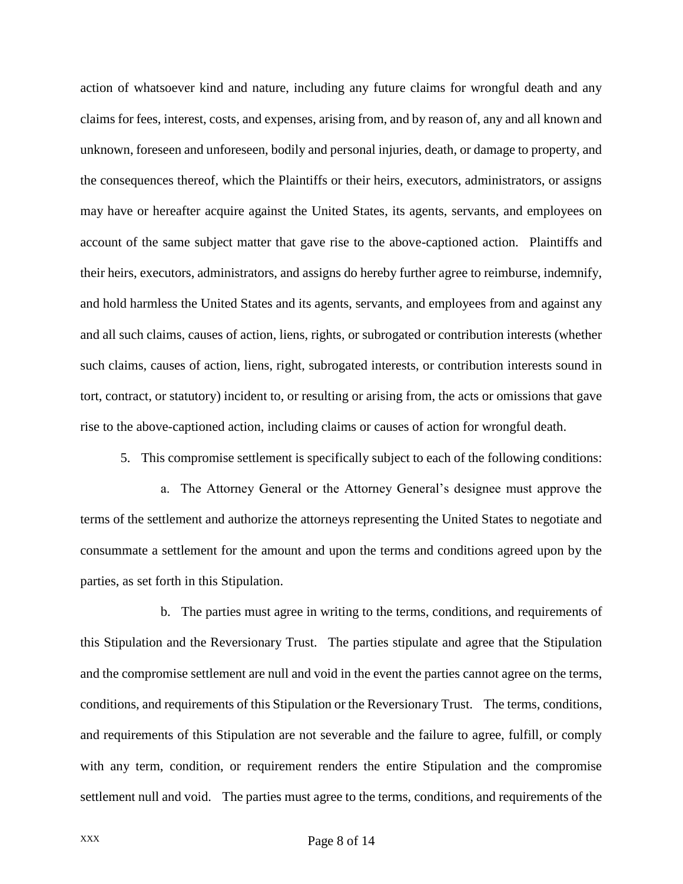action of whatsoever kind and nature, including any future claims for wrongful death and any claims for fees, interest, costs, and expenses, arising from, and by reason of, any and all known and unknown, foreseen and unforeseen, bodily and personal injuries, death, or damage to property, and the consequences thereof, which the Plaintiffs or their heirs, executors, administrators, or assigns may have or hereafter acquire against the United States, its agents, servants, and employees on account of the same subject matter that gave rise to the above-captioned action. Plaintiffs and their heirs, executors, administrators, and assigns do hereby further agree to reimburse, indemnify, and hold harmless the United States and its agents, servants, and employees from and against any and all such claims, causes of action, liens, rights, or subrogated or contribution interests (whether such claims, causes of action, liens, right, subrogated interests, or contribution interests sound in tort, contract, or statutory) incident to, or resulting or arising from, the acts or omissions that gave rise to the above-captioned action, including claims or causes of action for wrongful death.

5. This compromise settlement is specifically subject to each of the following conditions:

a. The Attorney General or the Attorney General's designee must approve the terms of the settlement and authorize the attorneys representing the United States to negotiate and consummate a settlement for the amount and upon the terms and conditions agreed upon by the parties, as set forth in this Stipulation.

b. The parties must agree in writing to the terms, conditions, and requirements of this Stipulation and the Reversionary Trust. The parties stipulate and agree that the Stipulation and the compromise settlement are null and void in the event the parties cannot agree on the terms, conditions, and requirements of this Stipulation or the Reversionary Trust. The terms, conditions, and requirements of this Stipulation are not severable and the failure to agree, fulfill, or comply with any term, condition, or requirement renders the entire Stipulation and the compromise settlement null and void. The parties must agree to the terms, conditions, and requirements of the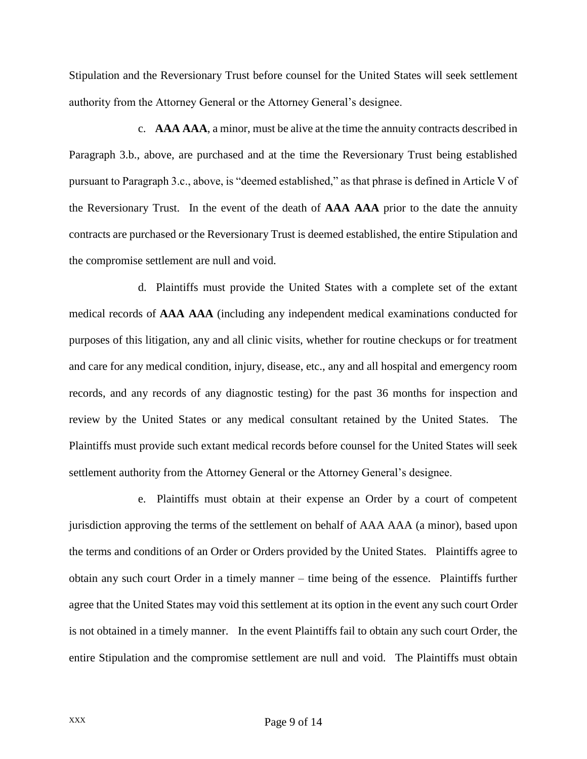Stipulation and the Reversionary Trust before counsel for the United States will seek settlement authority from the Attorney General or the Attorney General's designee.

c. **AAA AAA**, a minor, must be alive at the time the annuity contracts described in Paragraph 3.b., above, are purchased and at the time the Reversionary Trust being established pursuant to Paragraph 3.c., above, is "deemed established," as that phrase is defined in Article V of the Reversionary Trust. In the event of the death of **AAA AAA** prior to the date the annuity contracts are purchased or the Reversionary Trust is deemed established, the entire Stipulation and the compromise settlement are null and void.

d. Plaintiffs must provide the United States with a complete set of the extant medical records of **AAA AAA** (including any independent medical examinations conducted for purposes of this litigation, any and all clinic visits, whether for routine checkups or for treatment and care for any medical condition, injury, disease, etc., any and all hospital and emergency room records, and any records of any diagnostic testing) for the past 36 months for inspection and review by the United States or any medical consultant retained by the United States. The Plaintiffs must provide such extant medical records before counsel for the United States will seek settlement authority from the Attorney General or the Attorney General's designee.

e. Plaintiffs must obtain at their expense an Order by a court of competent jurisdiction approving the terms of the settlement on behalf of AAA AAA (a minor), based upon the terms and conditions of an Order or Orders provided by the United States. Plaintiffs agree to obtain any such court Order in a timely manner – time being of the essence. Plaintiffs further agree that the United States may void this settlement at its option in the event any such court Order is not obtained in a timely manner. In the event Plaintiffs fail to obtain any such court Order, the entire Stipulation and the compromise settlement are null and void. The Plaintiffs must obtain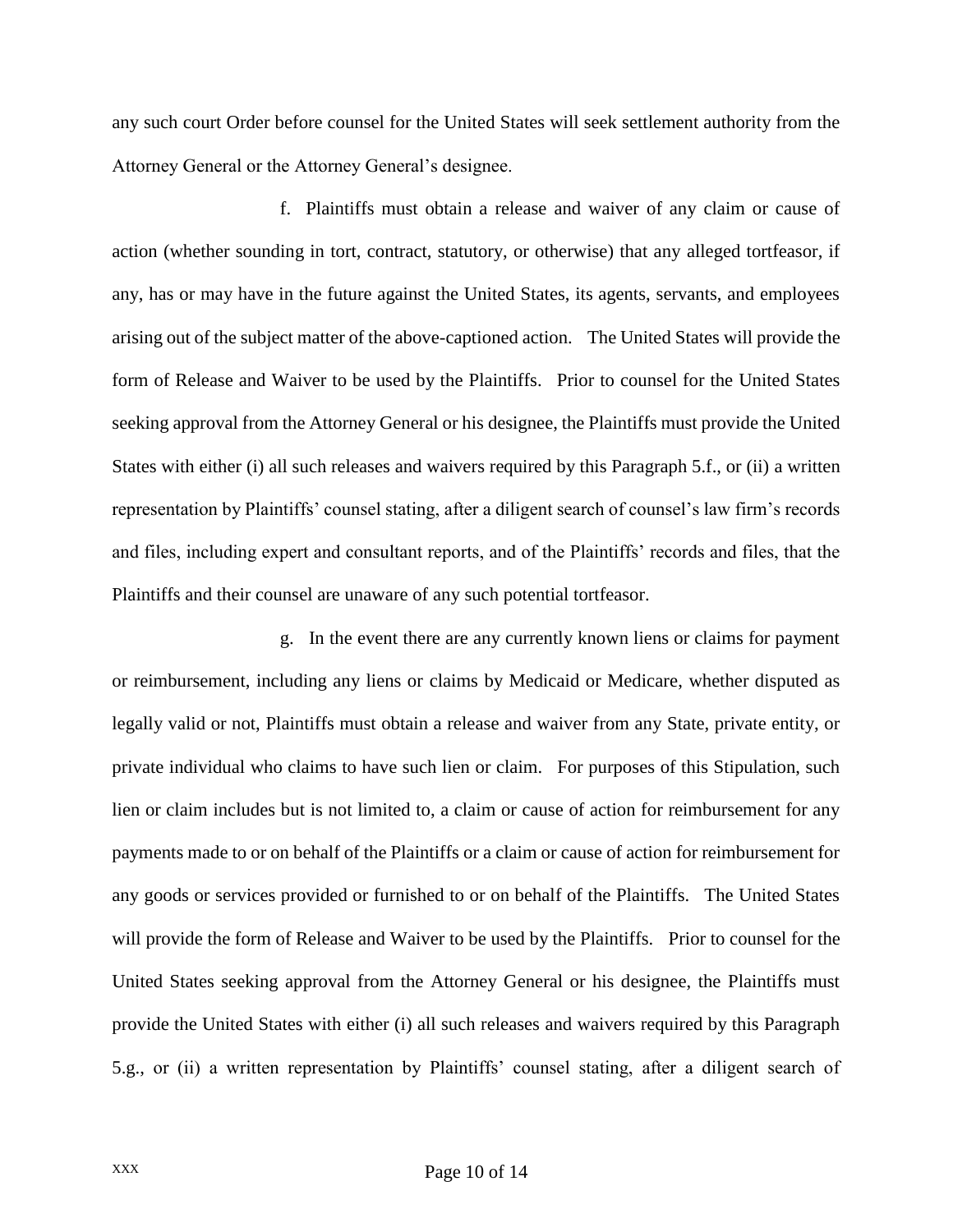any such court Order before counsel for the United States will seek settlement authority from the Attorney General or the Attorney General's designee.

f. Plaintiffs must obtain a release and waiver of any claim or cause of action (whether sounding in tort, contract, statutory, or otherwise) that any alleged tortfeasor, if any, has or may have in the future against the United States, its agents, servants, and employees arising out of the subject matter of the above-captioned action. The United States will provide the form of Release and Waiver to be used by the Plaintiffs. Prior to counsel for the United States seeking approval from the Attorney General or his designee, the Plaintiffs must provide the United States with either (i) all such releases and waivers required by this Paragraph 5.f., or (ii) a written representation by Plaintiffs' counsel stating, after a diligent search of counsel's law firm's records and files, including expert and consultant reports, and of the Plaintiffs' records and files, that the Plaintiffs and their counsel are unaware of any such potential tortfeasor.

g. In the event there are any currently known liens or claims for payment or reimbursement, including any liens or claims by Medicaid or Medicare, whether disputed as legally valid or not, Plaintiffs must obtain a release and waiver from any State, private entity, or private individual who claims to have such lien or claim. For purposes of this Stipulation, such lien or claim includes but is not limited to, a claim or cause of action for reimbursement for any payments made to or on behalf of the Plaintiffs or a claim or cause of action for reimbursement for any goods or services provided or furnished to or on behalf of the Plaintiffs. The United States will provide the form of Release and Waiver to be used by the Plaintiffs. Prior to counsel for the United States seeking approval from the Attorney General or his designee, the Plaintiffs must provide the United States with either (i) all such releases and waivers required by this Paragraph 5.g., or (ii) a written representation by Plaintiffs' counsel stating, after a diligent search of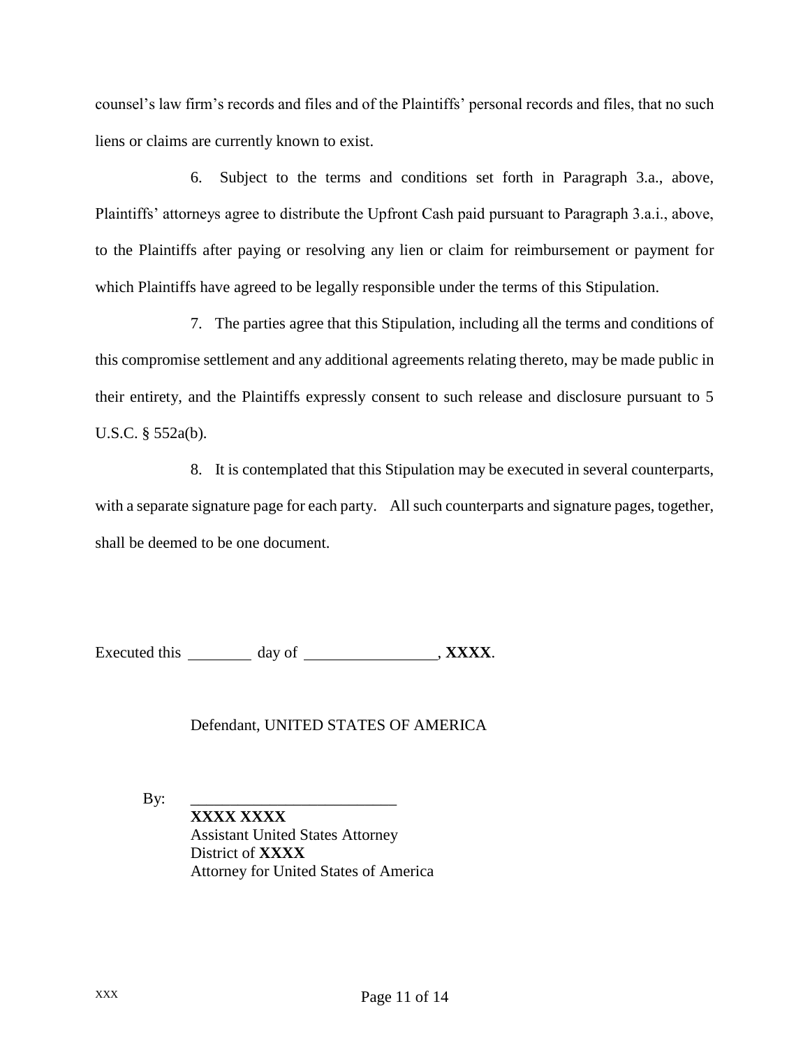counsel's law firm's records and files and of the Plaintiffs' personal records and files, that no such liens or claims are currently known to exist.

6. Subject to the terms and conditions set forth in Paragraph 3.a., above, Plaintiffs' attorneys agree to distribute the Upfront Cash paid pursuant to Paragraph 3.a.i., above, to the Plaintiffs after paying or resolving any lien or claim for reimbursement or payment for which Plaintiffs have agreed to be legally responsible under the terms of this Stipulation.

7. The parties agree that this Stipulation, including all the terms and conditions of this compromise settlement and any additional agreements relating thereto, may be made public in their entirety, and the Plaintiffs expressly consent to such release and disclosure pursuant to 5 U.S.C. § 552a(b).

8. It is contemplated that this Stipulation may be executed in several counterparts, with a separate signature page for each party. All such counterparts and signature pages, together, shall be deemed to be one document.

Executed this ________ day of ________________, **XXXX**.

Defendant, UNITED STATES OF AMERICA

By: ___________________________

**XXXX XXXX**
Assistant United States Attorney
District of **XXXX**
Attorney for United States of America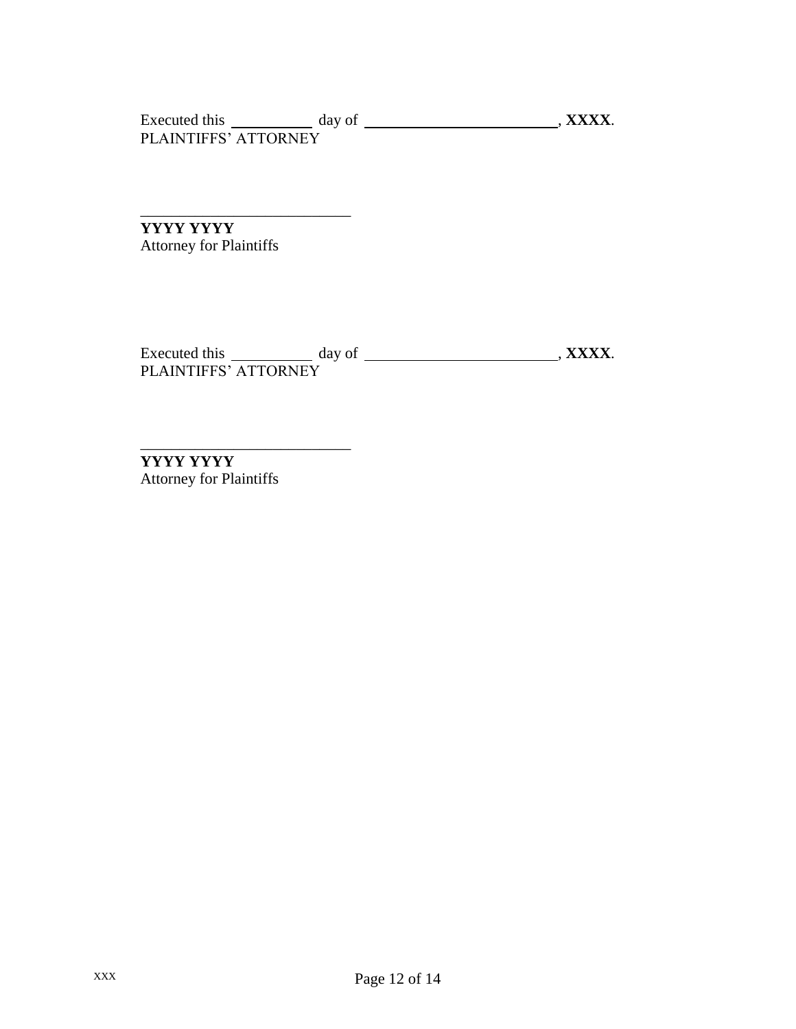Executed this __________ day of ________________________, **XXXX**.
PLAINTIFFS' ATTORNEY

___________________________
**YYYY YYYY**
Attorney for Plaintiffs

Executed this __________ day of ________________________, **XXXX**.
PLAINTIFFS' ATTORNEY

___________________________
**YYYY YYYY**
Attorney for Plaintiffs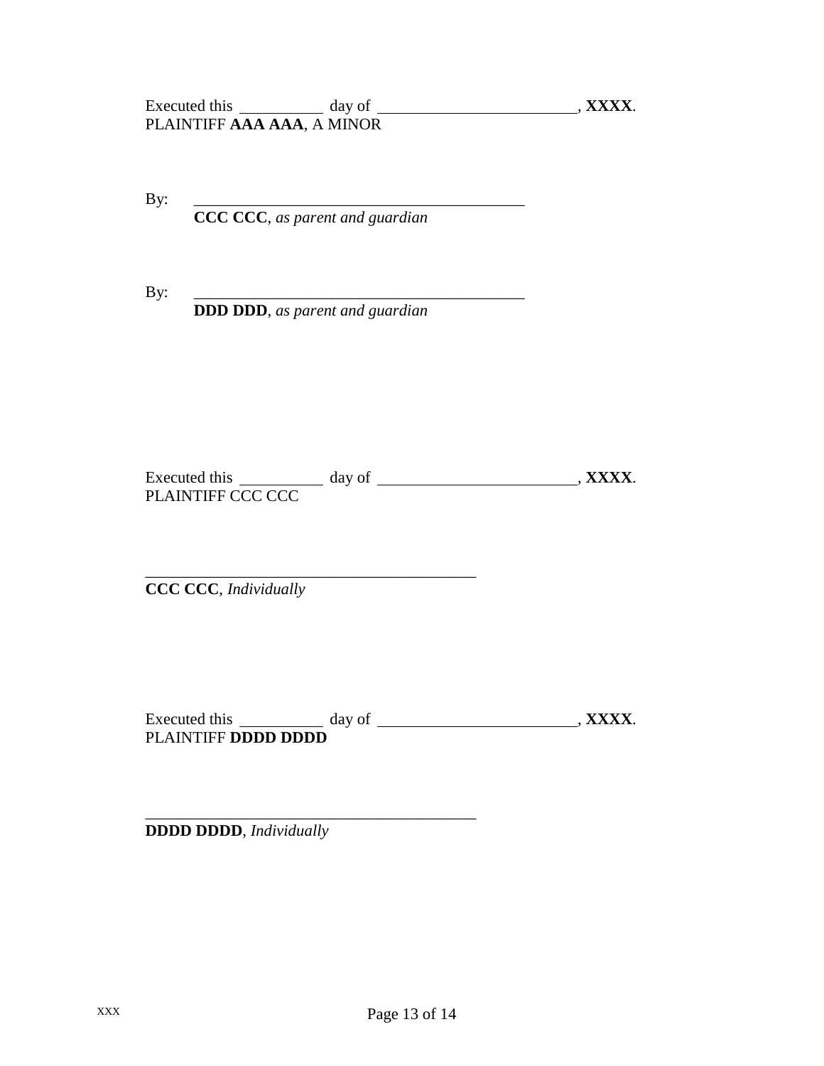Executed this ____________ day of ____________________________, **XXXX**.
PLAINTIFF **AAA AAA**, A MINOR

By: ____________________________________________
**CCC CCC**, *as parent and guardian*

By: ____________________________________________
**DDD DDD**, *as parent and guardian*

Executed this ____________ day of ____________________________, **XXXX**.
PLAINTIFF CCC CCC

____________________________________________
**CCC CCC**, *Individually*

Executed this ____________ day of ____________________________, **XXXX**.
PLAINTIFF **DDDD DDDD**

____________________________________________
**DDDD DDDD**, *Individually*

XXX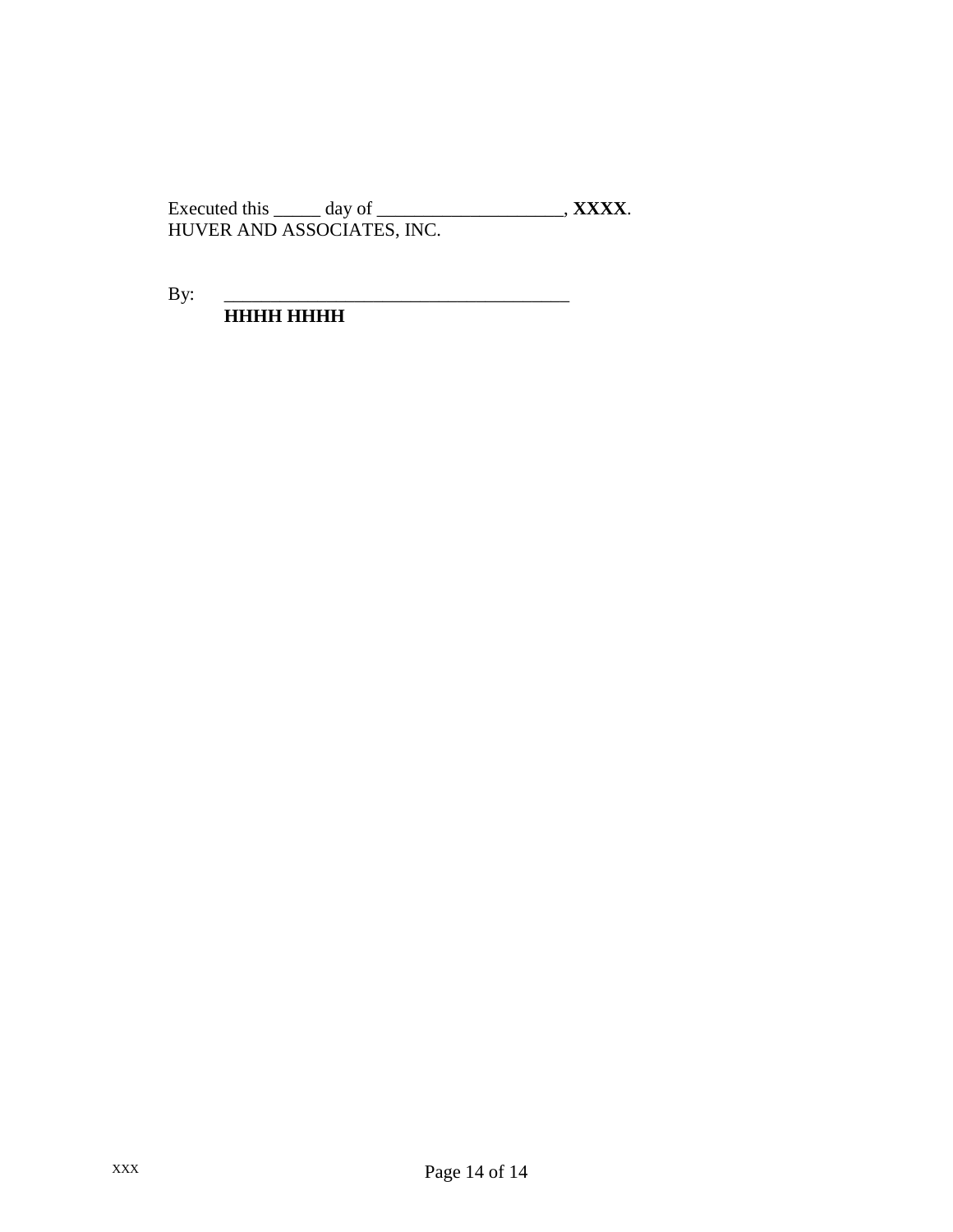Executed this _____ day of ____________________, **XXXX**.
HUVER AND ASSOCIATES, INC.

By: ______________________________________
**HHHH HHHH**